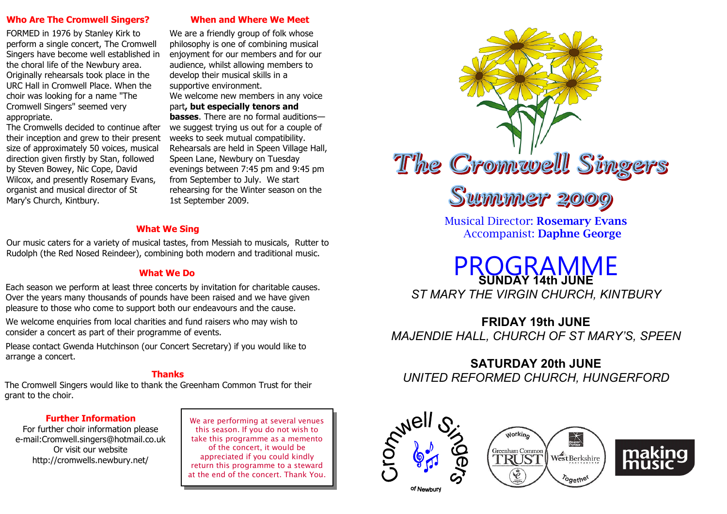## Who Are The Cromwell Singers?

FORMED in 1976 by Stanley Kirk to perform a single concert, The Cromwell Singers have become well established in the choral life of the Newbury area. Originally rehearsals took place in the URC Hall in Cromwell Place. When the choir was looking for a name "The Cromwell Singers" seemed very appropriate.

The Cromwells decided to continue after their inception and grew to their present size of approximately 50 voices, musical direction given firstly by Stan, followed by Steven Bowey, Nic Cope, David Wilcox, and presently Rosemary Evans, organist and musical director of St Mary's Church, Kintbury.

## When and Where We Meet

We are a friendly group of folk whose philosophy is one of combining musical enjoyment for our members and for our audience, whilst allowing members to develop their musical skills in a supportive environment.

We welcome new members in any voice part**, but especially tenors and basses**. There are no formal auditions—we suggest trying us out for a couple of weeks to seek mutual compatibility.

Rehearsals are held in Speen Village Hall, Speen Lane, Newbury on Tuesday evenings between 7:45 pm and 9:45 pm from September to July. We start rehearsing for the Winter season on the 1st September 2009.

## What We Sing

Our music caters for a variety of musical tastes, from Messiah to musicals, Rutter to Rudolph (the Red Nosed Reindeer), combining both modern and traditional music.

## What We Do

Each season we perform at least three concerts by invitation for charitable causes. Over the years many thousands of pounds have been raised and we have given pleasure to those who come to support both our endeavours and the cause.

We welcome enquiries from local charities and fund raisers who may wish to consider a concert as part of their programme of events.

Please contact Gwenda Hutchinson (our Concert Secretary) if you would like to arrange a concert.

## Thanks

The Cromwell Singers would like to thank the Greenham Common Trust for their grant to the choir.

## Further Information

For further choir information please e-mail:Cromwell.singers@hotmail.co.uk
Or visit our website
http://cromwells.newbury.net/

> We are performing at several venues this season. If you do not wish to take this programme as a memento of the concert, it would be appreciated if you could kindly return this programme to a steward at the end of the concert. Thank You.

# The Cromwell Singers

# Summer 2009

Musical Director: **Rosemary Evans**
Accompanist: **Daphne George**

# PROGRAMME

**SUNDAY 14th JUNE**
*ST MARY THE VIRGIN CHURCH, KINTBURY*

**FRIDAY 19th JUNE**
*MAJENDIE HALL, CHURCH OF ST MARY'S, SPEEN*

**SATURDAY 20th JUNE**
*UNITED REFORMED CHURCH, HUNGERFORD*

Cromwell Singers of Newbury

Working Together — Greenham Common Trust — West Berkshire Partnership

making music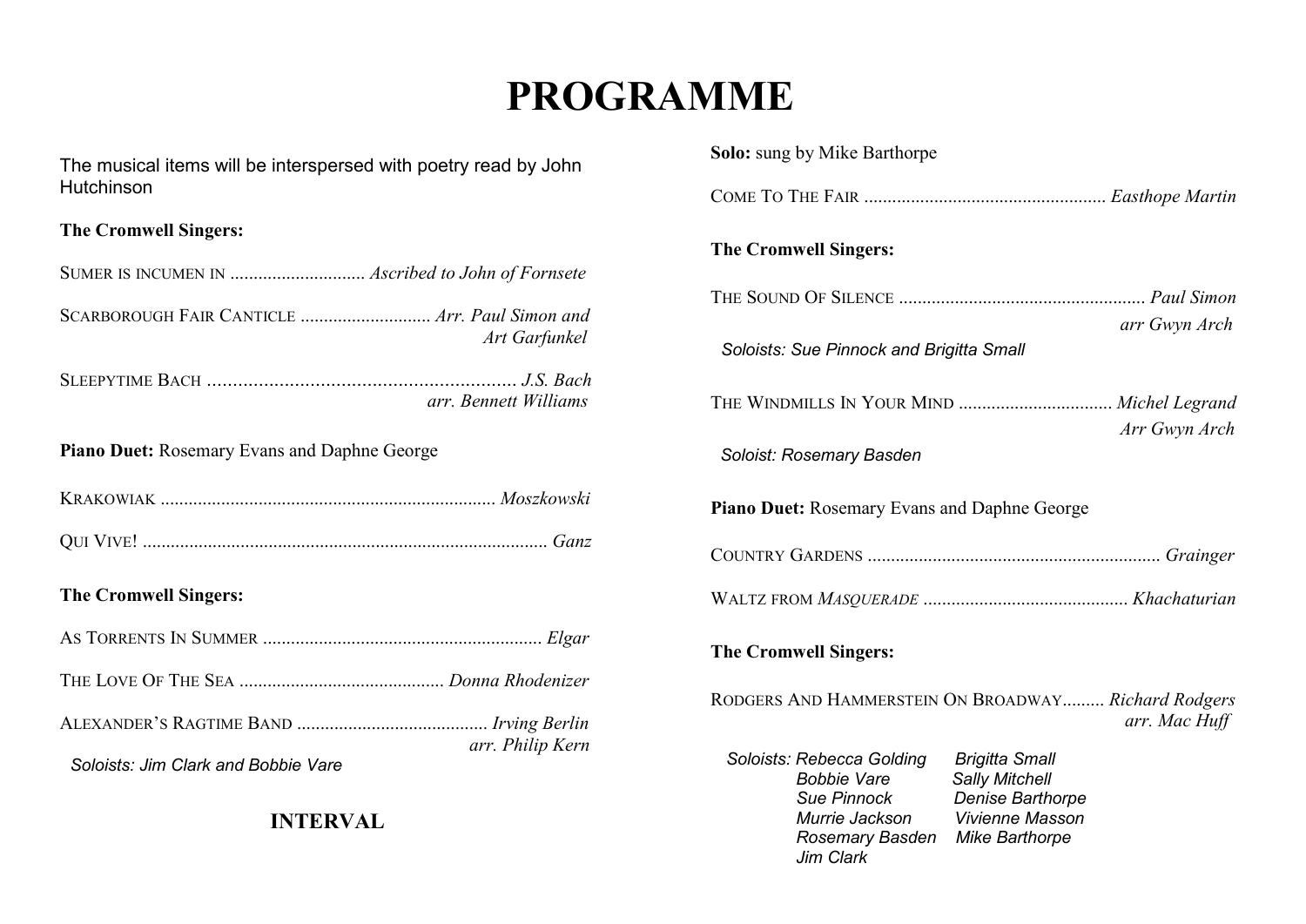# PROGRAMME

The musical items will be interspersed with poetry read by John Hutchinson

**The Cromwell Singers:**

SUMER IS INCUMEN IN ............................ *Ascribed to John of Fornsete*

SCARBOROUGH FAIR CANTICLE ........................... *Arr. Paul Simon and Art Garfunkel*

SLEEPYTIME BACH ............................................................ *J.S. Bach arr. Bennett Williams*

**Piano Duet:** Rosemary Evans and Daphne George

KRAKOWIAK ....................................................................... *Moszkowski*

QUI VIVE! ....................................................................................... *Ganz*

**The Cromwell Singers:**

AS TORRENTS IN SUMMER ........................................................... *Elgar*

THE LOVE OF THE SEA ........................................... *Donna Rhodenizer*

ALEXANDER'S RAGTIME BAND ......................................... *Irving Berlin arr. Philip Kern*

*Soloists: Jim Clark and Bobbie Vare*

**INTERVAL**

**Solo:** sung by Mike Barthorpe

COME TO THE FAIR ................................................... *Easthope Martin*

**The Cromwell Singers:**

THE SOUND OF SILENCE .................................................... *Paul Simon arr Gwyn Arch*

*Soloists: Sue Pinnock and Brigitta Small*

THE WINDMILLS IN YOUR MIND ................................ *Michel Legrand Arr Gwyn Arch*

*Soloist: Rosemary Basden*

**Piano Duet:** Rosemary Evans and Daphne George

COUNTRY GARDENS .............................................................. *Grainger*

WALTZ FROM *MASQUERADE* ........................................... *Khachaturian*

**The Cromwell Singers:**

RODGERS AND HAMMERSTEIN ON BROADWAY......... *Richard Rodgers arr. Mac Huff*

*Soloists: Rebecca Golding, Brigitta Small, Bobbie Vare, Sally Mitchell, Sue Pinnock, Denise Barthorpe, Murrie Jackson, Vivienne Masson, Rosemary Basden, Mike Barthorpe, Jim Clark*